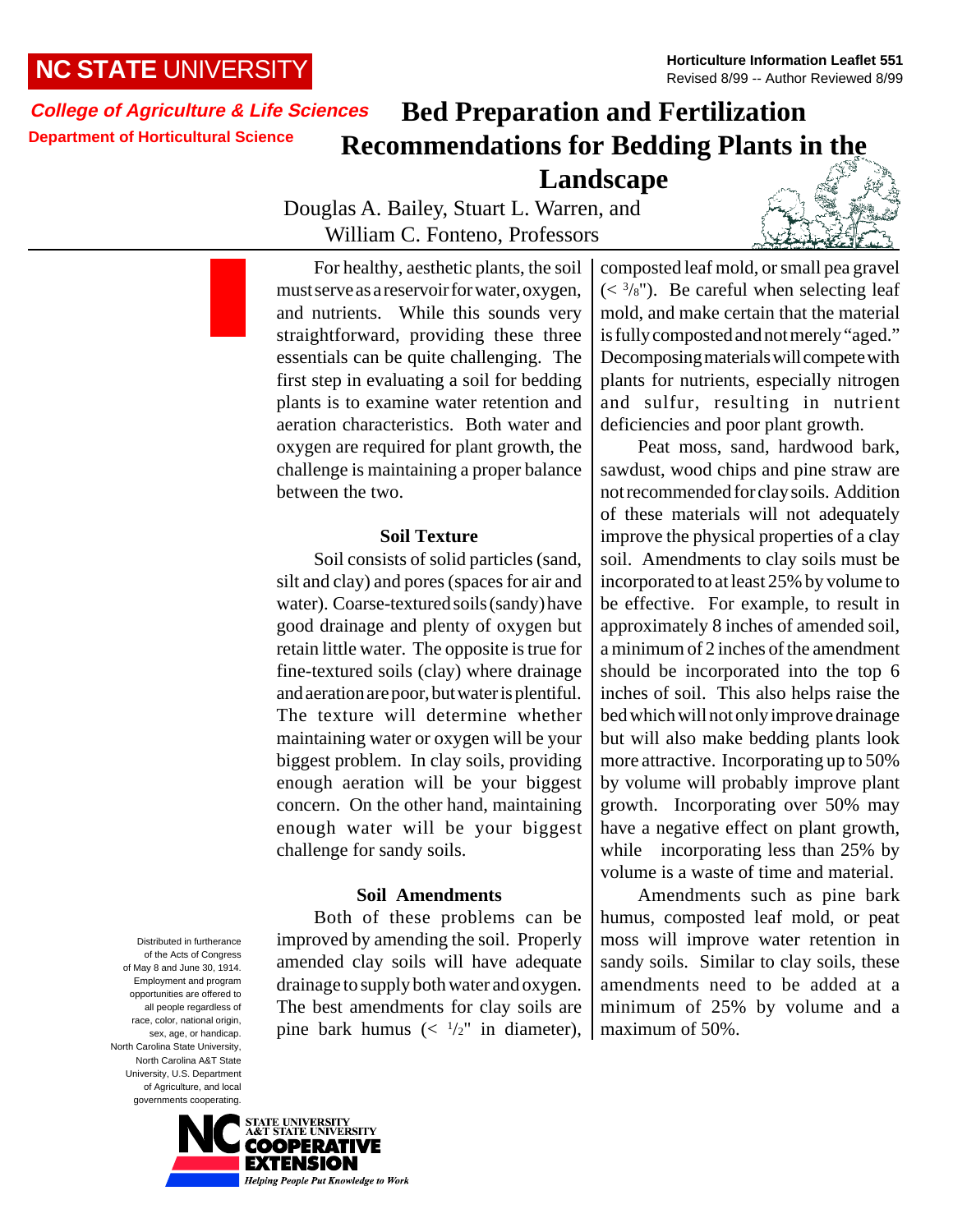NC STATE UNIVERSITY

**Horticulture Information Leaflet 551**
Revised 8/99 -- Author Reviewed 8/99

***College of Agriculture & Life Sciences***
**Department of Horticultural Science**

# Bed Preparation and Fertilization Recommendations for Bedding Plants in the Landscape

Douglas A. Bailey, Stuart L. Warren, and William C. Fonteno, Professors

For healthy, aesthetic plants, the soil must serve as a reservoir for water, oxygen, and nutrients. While this sounds very straightforward, providing these three essentials can be quite challenging. The first step in evaluating a soil for bedding plants is to examine water retention and aeration characteristics. Both water and oxygen are required for plant growth, the challenge is maintaining a proper balance between the two.

## Soil Texture

Soil consists of solid particles (sand, silt and clay) and pores (spaces for air and water). Coarse-textured soils (sandy) have good drainage and plenty of oxygen but retain little water. The opposite is true for fine-textured soils (clay) where drainage and aeration are poor, but water is plentiful. The texture will determine whether maintaining water or oxygen will be your biggest problem. In clay soils, providing enough aeration will be your biggest concern. On the other hand, maintaining enough water will be your biggest challenge for sandy soils.

## Soil Amendments

Both of these problems can be improved by amending the soil. Properly amended clay soils will have adequate drainage to supply both water and oxygen. The best amendments for clay soils are pine bark humus (< 1/2" in diameter), composted leaf mold, or small pea gravel (< 3/8"). Be careful when selecting leaf mold, and make certain that the material is fully composted and not merely "aged." Decomposing materials will compete with plants for nutrients, especially nitrogen and sulfur, resulting in nutrient deficiencies and poor plant growth.

Peat moss, sand, hardwood bark, sawdust, wood chips and pine straw are not recommended for clay soils. Addition of these materials will not adequately improve the physical properties of a clay soil. Amendments to clay soils must be incorporated to at least 25% by volume to be effective. For example, to result in approximately 8 inches of amended soil, a minimum of 2 inches of the amendment should be incorporated into the top 6 inches of soil. This also helps raise the bed which will not only improve drainage but will also make bedding plants look more attractive. Incorporating up to 50% by volume will probably improve plant growth. Incorporating over 50% may have a negative effect on plant growth, while incorporating less than 25% by volume is a waste of time and material.

Amendments such as pine bark humus, composted leaf mold, or peat moss will improve water retention in sandy soils. Similar to clay soils, these amendments need to be added at a minimum of 25% by volume and a maximum of 50%.

Distributed in furtherance of the Acts of Congress of May 8 and June 30, 1914. Employment and program opportunities are offered to all people regardless of race, color, national origin, sex, age, or handicap. North Carolina State University, North Carolina A&T State University, U.S. Department of Agriculture, and local governments cooperating.

NC STATE UNIVERSITY A&T STATE UNIVERSITY COOPERATIVE EXTENSION
*Helping People Put Knowledge to Work*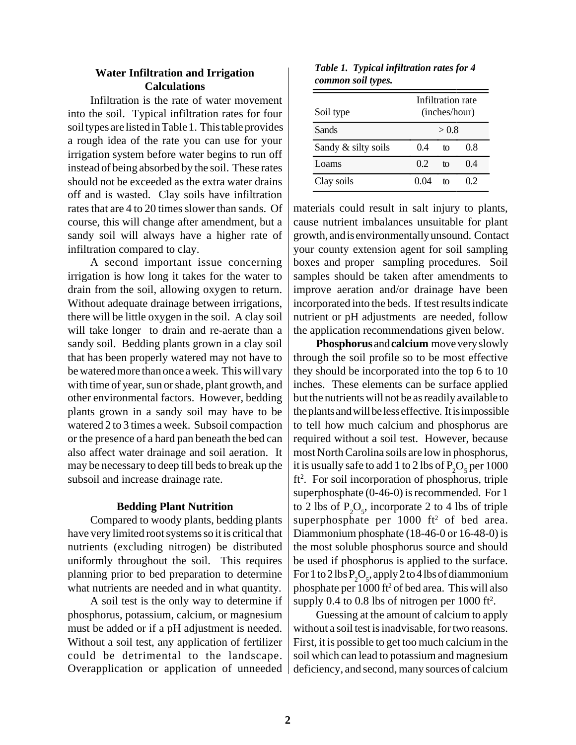### Water Infiltration and Irrigation Calculations

Infiltration is the rate of water movement into the soil. Typical infiltration rates for four soil types are listed in Table 1. This table provides a rough idea of the rate you can use for your irrigation system before water begins to run off instead of being absorbed by the soil. These rates should not be exceeded as the extra water drains off and is wasted. Clay soils have infiltration rates that are 4 to 20 times slower than sands. Of course, this will change after amendment, but a sandy soil will always have a higher rate of infiltration compared to clay.

A second important issue concerning irrigation is how long it takes for the water to drain from the soil, allowing oxygen to return. Without adequate drainage between irrigations, there will be little oxygen in the soil. A clay soil will take longer to drain and re-aerate than a sandy soil. Bedding plants grown in a clay soil that has been properly watered may not have to be watered more than once a week. This will vary with time of year, sun or shade, plant growth, and other environmental factors. However, bedding plants grown in a sandy soil may have to be watered 2 to 3 times a week. Subsoil compaction or the presence of a hard pan beneath the bed can also affect water drainage and soil aeration. It may be necessary to deep till beds to break up the subsoil and increase drainage rate.

*Table 1. Typical infiltration rates for 4 common soil types.*

| Soil type | Infiltration rate (inches/hour) |
|---|---|
| Sands | > 0.8 |
| Sandy & silty soils | 0.4 to 0.8 |
| Loams | 0.2 to 0.4 |
| Clay soils | 0.04 to 0.2 |

### Bedding Plant Nutrition

Compared to woody plants, bedding plants have very limited root systems so it is critical that nutrients (excluding nitrogen) be distributed uniformly throughout the soil. This requires planning prior to bed preparation to determine what nutrients are needed and in what quantity.

A soil test is the only way to determine if phosphorus, potassium, calcium, or magnesium must be added or if a pH adjustment is needed. Without a soil test, any application of fertilizer could be detrimental to the landscape. Overapplication or application of unneeded materials could result in salt injury to plants, cause nutrient imbalances unsuitable for plant growth, and is environmentally unsound. Contact your county extension agent for soil sampling boxes and proper sampling procedures. Soil samples should be taken after amendments to improve aeration and/or drainage have been incorporated into the beds. If test results indicate nutrient or pH adjustments are needed, follow the application recommendations given below.

**Phosphorus** and **calcium** move very slowly through the soil profile so to be most effective they should be incorporated into the top 6 to 10 inches. These elements can be surface applied but the nutrients will not be as readily available to the plants and will be less effective. It is impossible to tell how much calcium and phosphorus are required without a soil test. However, because most North Carolina soils are low in phosphorus, it is usually safe to add 1 to 2 lbs of $P_2O_5$ per 1000 $ft^2$. For soil incorporation of phosphorus, triple superphosphate (0-46-0) is recommended. For 1 to 2 lbs of $P_2O_5$, incorporate 2 to 4 lbs of triple superphosphate per 1000 $ft^2$ of bed area. Diammonium phosphate (18-46-0 or 16-48-0) is the most soluble phosphorus source and should be used if phosphorus is applied to the surface. For 1 to 2 lbs $P_2O_5$, apply 2 to 4 lbs of diammonium phosphate per 1000 $ft^2$ of bed area. This will also supply 0.4 to 0.8 lbs of nitrogen per 1000 $ft^2$.

Guessing at the amount of calcium to apply without a soil test is inadvisable, for two reasons. First, it is possible to get too much calcium in the soil which can lead to potassium and magnesium deficiency, and second, many sources of calcium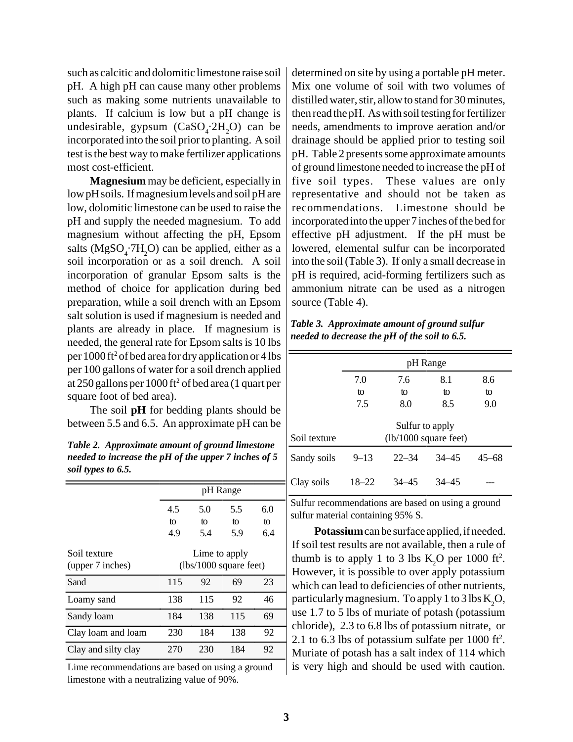such as calcitic and dolomitic limestone raise soil pH. A high pH can cause many other problems such as making some nutrients unavailable to plants. If calcium is low but a pH change is undesirable, gypsum ($CaSO_4 \cdot 2H_2O$) can be incorporated into the soil prior to planting. A soil test is the best way to make fertilizer applications most cost-efficient.

**Magnesium** may be deficient, especially in low pH soils. If magnesium levels and soil pH are low, dolomitic limestone can be used to raise the pH and supply the needed magnesium. To add magnesium without affecting the pH, Epsom salts ($MgSO_4 \cdot 7H_2O$) can be applied, either as a soil incorporation or as a soil drench. A soil incorporation of granular Epsom salts is the method of choice for application during bed preparation, while a soil drench with an Epsom salt solution is used if magnesium is needed and plants are already in place. If magnesium is needed, the general rate for Epsom salts is 10 lbs per 1000 $ft^2$ of bed area for dry application or 4 lbs per 100 gallons of water for a soil drench applied at 250 gallons per 1000 $ft^2$ of bed area (1 quart per square foot of bed area).

The soil **pH** for bedding plants should be between 5.5 and 6.5. An approximate pH can be determined on site by using a portable pH meter. Mix one volume of soil with two volumes of distilled water, stir, allow to stand for 30 minutes, then read the pH. As with soil testing for fertilizer needs, amendments to improve aeration and/or drainage should be applied prior to testing soil pH. Table 2 presents some approximate amounts of ground limestone needed to increase the pH of five soil types. These values are only representative and should not be taken as recommendations. Limestone should be incorporated into the upper 7 inches of the bed for effective pH adjustment. If the pH must be lowered, elemental sulfur can be incorporated into the soil (Table 3). If only a small decrease in pH is required, acid-forming fertilizers such as ammonium nitrate can be used as a nitrogen source (Table 4).

***Table 2. Approximate amount of ground limestone needed to increase the pH of the upper 7 inches of 5 soil types to 6.5.***

| | pH Range | | | |
|---|---|---|---|---|
| | 4.5 to 4.9 | 5.0 to 5.4 | 5.5 to 5.9 | 6.0 to 6.4 |
| Soil texture (upper 7 inches) | Lime to apply (lbs/1000 square feet) | | | |
| Sand | 115 | 92 | 69 | 23 |
| Loamy sand | 138 | 115 | 92 | 46 |
| Sandy loam | 184 | 138 | 115 | 69 |
| Clay loam and loam | 230 | 184 | 138 | 92 |
| Clay and silty clay | 270 | 230 | 184 | 92 |

Lime recommendations are based on using a ground limestone with a neutralizing value of 90%.

***Table 3. Approximate amount of ground sulfur needed to decrease the pH of the soil to 6.5.***

| | pH Range | | | |
|---|---|---|---|---|
| | 7.0 to 7.5 | 7.6 to 8.0 | 8.1 to 8.5 | 8.6 to 9.0 |
| Soil texture | Sulfur to apply (lb/1000 square feet) | | | |
| Sandy soils | 9–13 | 22–34 | 34–45 | 45–68 |
| Clay soils | 18–22 | 34–45 | 34–45 | --- |

Sulfur recommendations are based on using a ground sulfur material containing 95% S.

**Potassium** can be surface applied, if needed. If soil test results are not available, then a rule of thumb is to apply 1 to 3 lbs $K_2O$ per 1000 $ft^2$. However, it is possible to over apply potassium which can lead to deficiencies of other nutrients, particularly magnesium. To apply 1 to 3 lbs $K_2O$, use 1.7 to 5 lbs of muriate of potash (potassium chloride), 2.3 to 6.8 lbs of potassium nitrate, or 2.1 to 6.3 lbs of potassium sulfate per 1000 $ft^2$. Muriate of potash has a salt index of 114 which is very high and should be used with caution.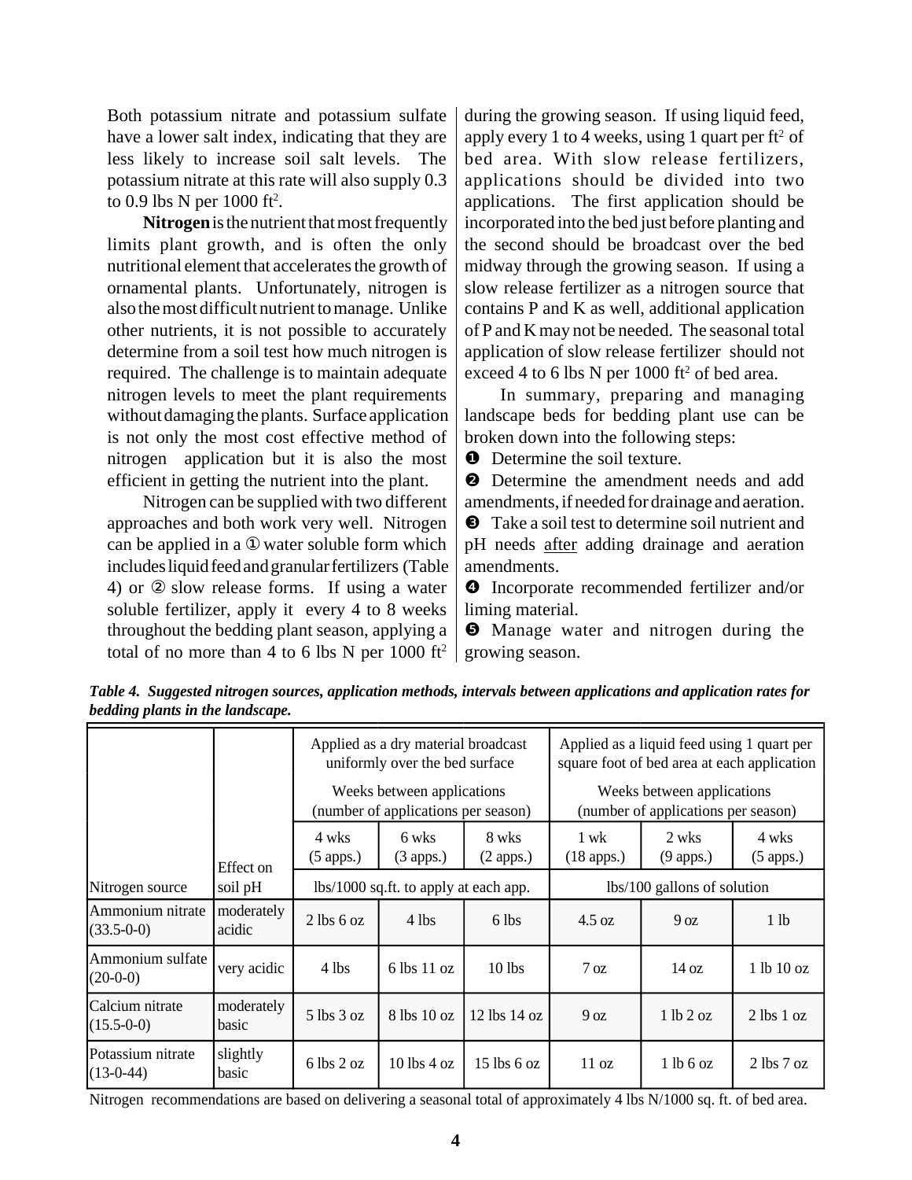Both potassium nitrate and potassium sulfate have a lower salt index, indicating that they are less likely to increase soil salt levels. The potassium nitrate at this rate will also supply 0.3 to 0.9 lbs N per 1000 $ft^2$.

**Nitrogen** is the nutrient that most frequently limits plant growth, and is often the only nutritional element that accelerates the growth of ornamental plants. Unfortunately, nitrogen is also the most difficult nutrient to manage. Unlike other nutrients, it is not possible to accurately determine from a soil test how much nitrogen is required. The challenge is to maintain adequate nitrogen levels to meet the plant requirements without damaging the plants. Surface application is not only the most cost effective method of nitrogen application but it is also the most efficient in getting the nutrient into the plant.

Nitrogen can be supplied with two different approaches and both work very well. Nitrogen can be applied in a ① water soluble form which includes liquid feed and granular fertilizers (Table 4) or ② slow release forms. If using a water soluble fertilizer, apply it every 4 to 8 weeks throughout the bedding plant season, applying a total of no more than 4 to 6 lbs N per 1000 $ft^2$ during the growing season. If using liquid feed, apply every 1 to 4 weeks, using 1 quart per $ft^2$ of bed area. With slow release fertilizers, applications should be divided into two applications. The first application should be incorporated into the bed just before planting and the second should be broadcast over the bed midway through the growing season. If using a slow release fertilizer as a nitrogen source that contains P and K as well, additional application of P and K may not be needed. The seasonal total application of slow release fertilizer should not exceed 4 to 6 lbs N per 1000 $ft^2$ of bed area.

In summary, preparing and managing landscape beds for bedding plant use can be broken down into the following steps:

❶ Determine the soil texture.

❷ Determine the amendment needs and add amendments, if needed for drainage and aeration.

❸ Take a soil test to determine soil nutrient and pH needs <u>after</u> adding drainage and aeration amendments.

❹ Incorporate recommended fertilizer and/or liming material.

❺ Manage water and nitrogen during the growing season.

***Table 4. Suggested nitrogen sources, application methods, intervals between applications and application rates for bedding plants in the landscape.***

| | | Applied as a dry material broadcast uniformly over the bed surface | | | Applied as a liquid feed using 1 quart per square foot of bed area at each application | | |
|---|---|---|---|---|---|---|---|
| | | Weeks between applications (number of applications per season) | | | Weeks between applications (number of applications per season) | | |
| | | 4 wks (5 apps.) | 6 wks (3 apps.) | 8 wks (2 apps.) | 1 wk (18 apps.) | 2 wks (9 apps.) | 4 wks (5 apps.) |
| Nitrogen source | Effect on soil pH | lbs/1000 sq.ft. to apply at each app. | | | lbs/100 gallons of solution | | |
| Ammonium nitrate (33.5-0-0) | moderately acidic | 2 lbs 6 oz | 4 lbs | 6 lbs | 4.5 oz | 9 oz | 1 lb |
| Ammonium sulfate (20-0-0) | very acidic | 4 lbs | 6 lbs 11 oz | 10 lbs | 7 oz | 14 oz | 1 lb 10 oz |
| Calcium nitrate (15.5-0-0) | moderately basic | 5 lbs 3 oz | 8 lbs 10 oz | 12 lbs 14 oz | 9 oz | 1 lb 2 oz | 2 lbs 1 oz |
| Potassium nitrate (13-0-44) | slightly basic | 6 lbs 2 oz | 10 lbs 4 oz | 15 lbs 6 oz | 11 oz | 1 lb 6 oz | 2 lbs 7 oz |

Nitrogen recommendations are based on delivering a seasonal total of approximately 4 lbs N/1000 sq. ft. of bed area.